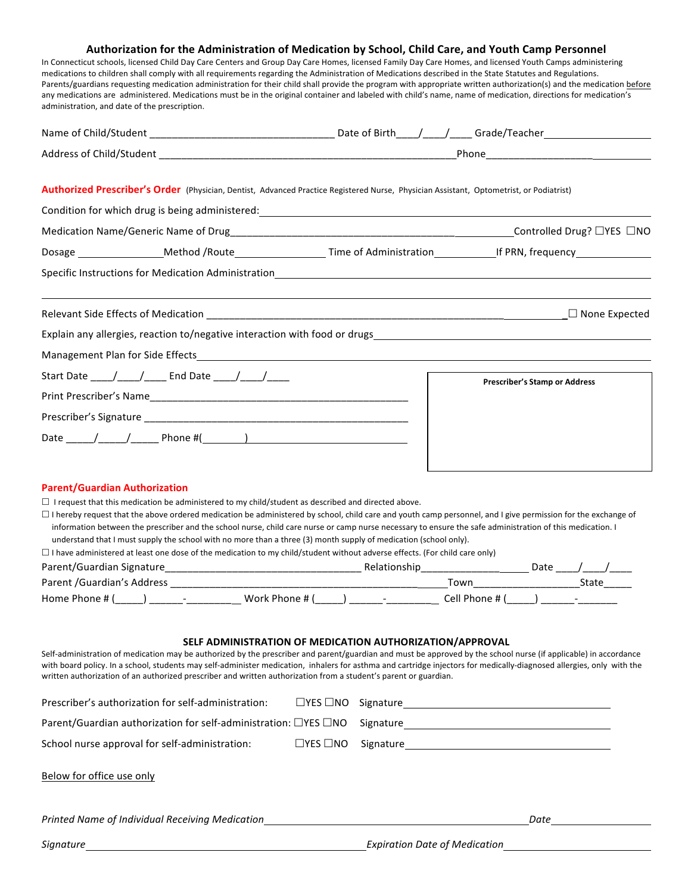# Authorization for the Administration of Medication by School, Child Care, and Youth Camp Personnel

In Connecticut schools, licensed Child Day Care Centers and Group Day Care Homes, licensed Family Day Care Homes, and licensed Youth Camps administering medications to children shall comply with all requirements regarding the Administration of Medications described in the State Statutes and Regulations. Parents/guardians requesting medication administration for their child shall provide the program with appropriate written authorization(s) and the medication before any medications are administered. Medications must be in the original container and labeled with child's name, name of medication, directions for medication's administration, and date of the prescription.

Name of Child/Student ________________________________ Date of Birth____/____/____ Grade/Teacher__________________

Address of Child/Student ____________________________________________________Phone______________________________

## Authorized Prescriber's Order (Physician, Dentist, Advanced Practice Registered Nurse, Physician Assistant, Optometrist, or Podiatrist)

Condition for which drug is being administered:______________________________________________________________

Medication Name/Generic Name of Drug_____________________________________________________Controlled Drug? ☐YES ☐NO

Dosage _______________Method /Route________________ Time of Administration___________If PRN, frequency_____________

Specific Instructions for Medication Administration__________________________________________________________

______________________________________________________________________________________________________

Relevant Side Effects of Medication _____________________________________________________________ ☐ None Expected

Explain any allergies, reaction to/negative interaction with food or drugs_________________________________________

Management Plan for Side Effects_______________________________________________________________________

Start Date ____/____/____ End Date ____/____/____

Print Prescriber's Name______________________________________________

Prescriber's Signature _______________________________________________

Date _____/_____/_____ Phone #(_______)___________________________

**Prescriber's Stamp or Address**

## Parent/Guardian Authorization

☐ I request that this medication be administered to my child/student as described and directed above.

☐ I hereby request that the above ordered medication be administered by school, child care and youth camp personnel, and I give permission for the exchange of information between the prescriber and the school nurse, child care nurse or camp nurse necessary to ensure the safe administration of this medication. I understand that I must supply the school with no more than a three (3) month supply of medication (school only).

☐ I have administered at least one dose of the medication to my child/student without adverse effects. (For child care only)

Parent/Guardian Signature__________________________________ Relationship____________________ Date ____/____/____

Parent /Guardian's Address ___________________________________________________Town___________________State_____

Home Phone # (_____) ______-__________ Work Phone # (_____) ______-__________ Cell Phone # (_____) ______-_______

## SELF ADMINISTRATION OF MEDICATION AUTHORIZATION/APPROVAL

Self-administration of medication may be authorized by the prescriber and parent/guardian and must be approved by the school nurse (if applicable) in accordance with board policy. In a school, students may self-administer medication, inhalers for asthma and cartridge injectors for medically-diagnosed allergies, only with the written authorization of an authorized prescriber and written authorization from a student's parent or guardian.

Prescriber's authorization for self-administration: ☐YES ☐NO Signature_________________________________

Parent/Guardian authorization for self-administration: ☐YES ☐NO Signature_________________________________

School nurse approval for self-administration: ☐YES ☐NO Signature_________________________________

Below for office use only

*Printed Name of Individual Receiving Medication*_________________________________________ *Date*_______________

*Signature*_____________________________________________ *Expiration Date of Medication*______________________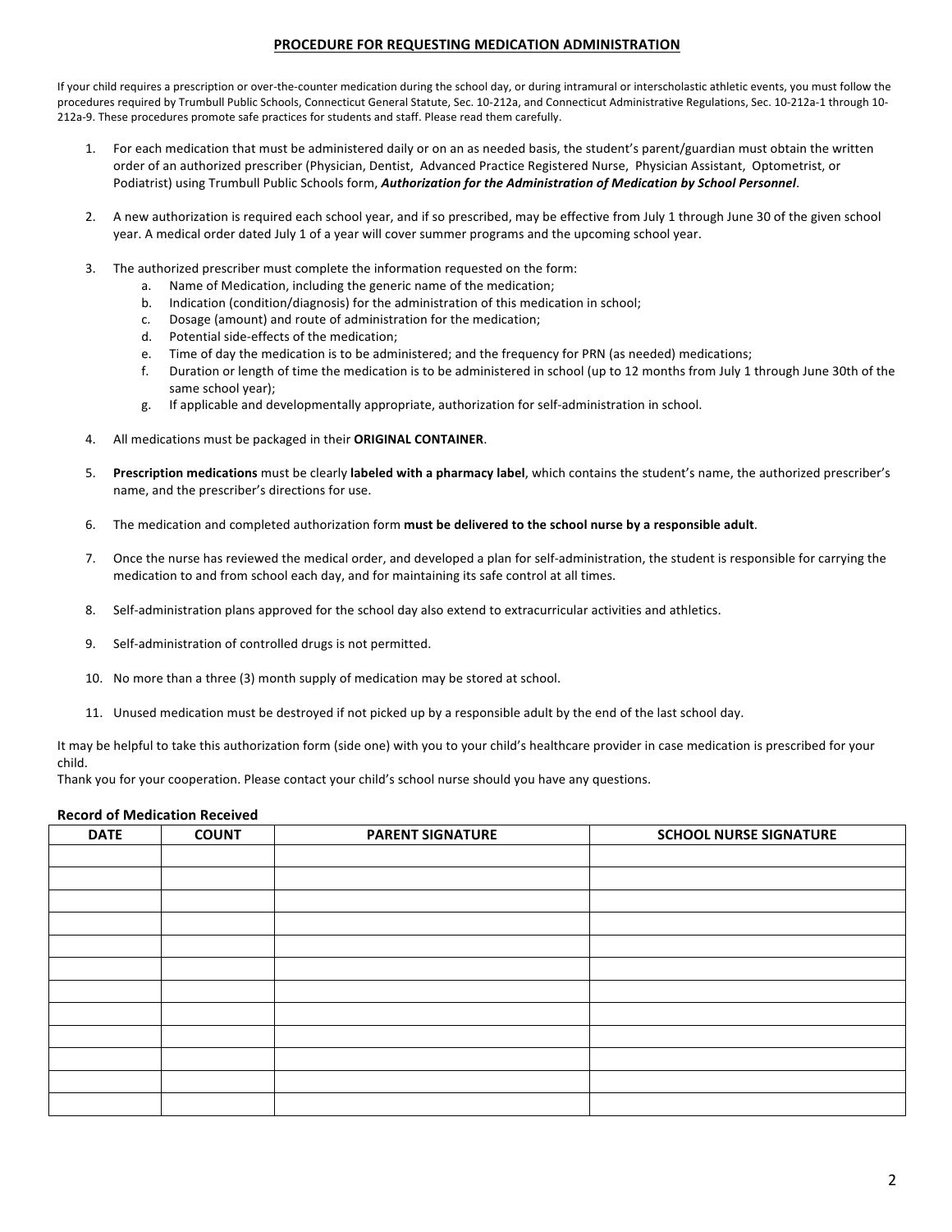## PROCEDURE FOR REQUESTING MEDICATION ADMINISTRATION

If your child requires a prescription or over-the-counter medication during the school day, or during intramural or interscholastic athletic events, you must follow the procedures required by Trumbull Public Schools, Connecticut General Statute, Sec. 10-212a, and Connecticut Administrative Regulations, Sec. 10-212a-1 through 10-212a-9. These procedures promote safe practices for students and staff. Please read them carefully.

1. For each medication that must be administered daily or on an as needed basis, the student's parent/guardian must obtain the written order of an authorized prescriber (Physician, Dentist, Advanced Practice Registered Nurse, Physician Assistant, Optometrist, or Podiatrist) using Trumbull Public Schools form, ***Authorization for the Administration of Medication by School Personnel***.

2. A new authorization is required each school year, and if so prescribed, may be effective from July 1 through June 30 of the given school year. A medical order dated July 1 of a year will cover summer programs and the upcoming school year.

3. The authorized prescriber must complete the information requested on the form:
   a. Name of Medication, including the generic name of the medication;
   b. Indication (condition/diagnosis) for the administration of this medication in school;
   c. Dosage (amount) and route of administration for the medication;
   d. Potential side-effects of the medication;
   e. Time of day the medication is to be administered; and the frequency for PRN (as needed) medications;
   f. Duration or length of time the medication is to be administered in school (up to 12 months from July 1 through June 30th of the same school year);
   g. If applicable and developmentally appropriate, authorization for self-administration in school.

4. All medications must be packaged in their **ORIGINAL CONTAINER**.

5. **Prescription medications** must be clearly **labeled with a pharmacy label**, which contains the student's name, the authorized prescriber's name, and the prescriber's directions for use.

6. The medication and completed authorization form **must be delivered to the school nurse by a responsible adult**.

7. Once the nurse has reviewed the medical order, and developed a plan for self-administration, the student is responsible for carrying the medication to and from school each day, and for maintaining its safe control at all times.

8. Self-administration plans approved for the school day also extend to extracurricular activities and athletics.

9. Self-administration of controlled drugs is not permitted.

10. No more than a three (3) month supply of medication may be stored at school.

11. Unused medication must be destroyed if not picked up by a responsible adult by the end of the last school day.

It may be helpful to take this authorization form (side one) with you to your child's healthcare provider in case medication is prescribed for your child.
Thank you for your cooperation. Please contact your child's school nurse should you have any questions.

**Record of Medication Received**

| DATE | COUNT | PARENT SIGNATURE | SCHOOL NURSE SIGNATURE |
|---|---|---|---|
| | | | |
| | | | |
| | | | |
| | | | |
| | | | |
| | | | |
| | | | |
| | | | |
| | | | |
| | | | |
| | | | |
| | | | |